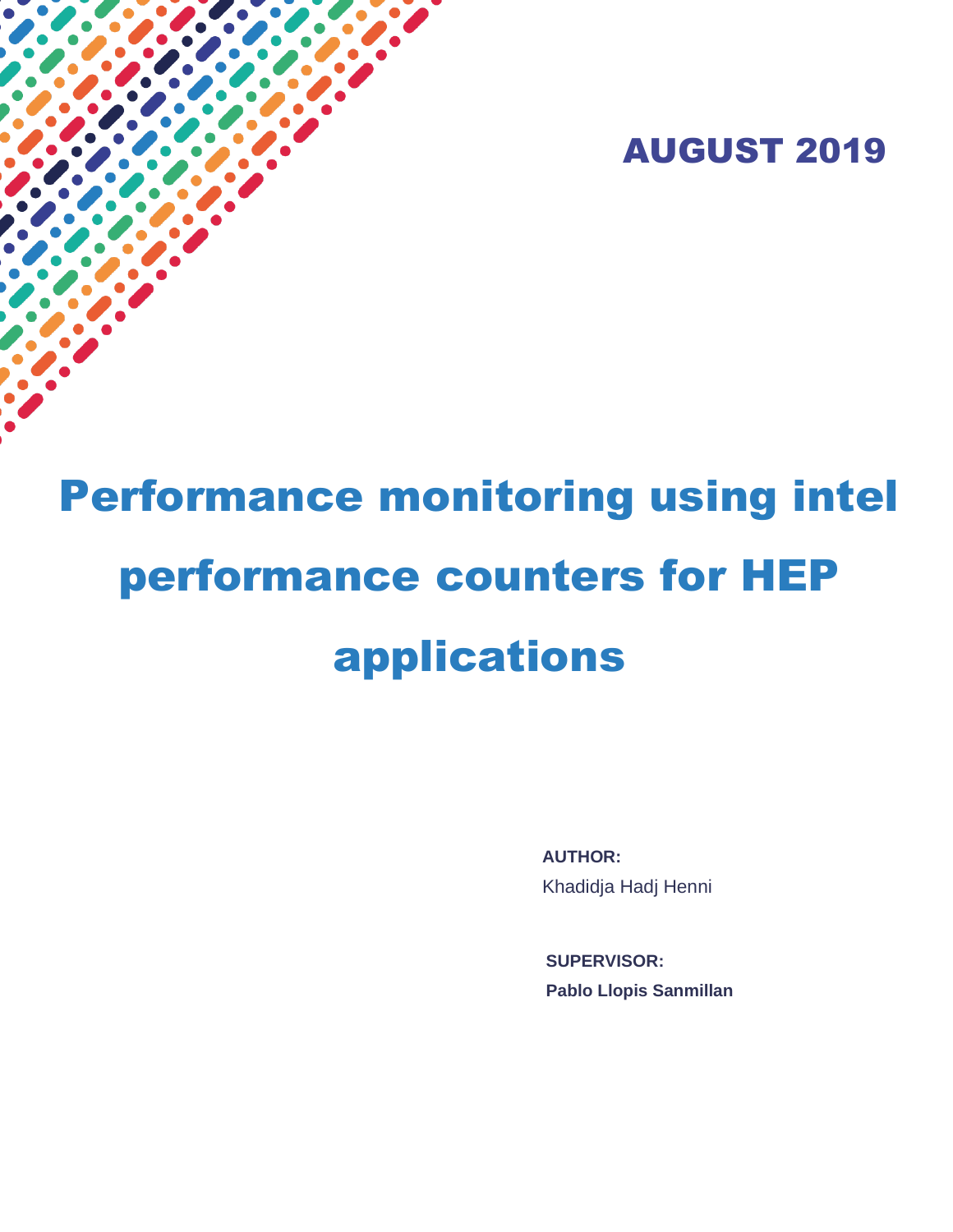AUGUST 2019

# Performance monitoring using intel performance counters for HEP applications

**AUTHOR:**
Khadidja Hadj Henni

**SUPERVISOR:**
**Pablo Llopis Sanmillan**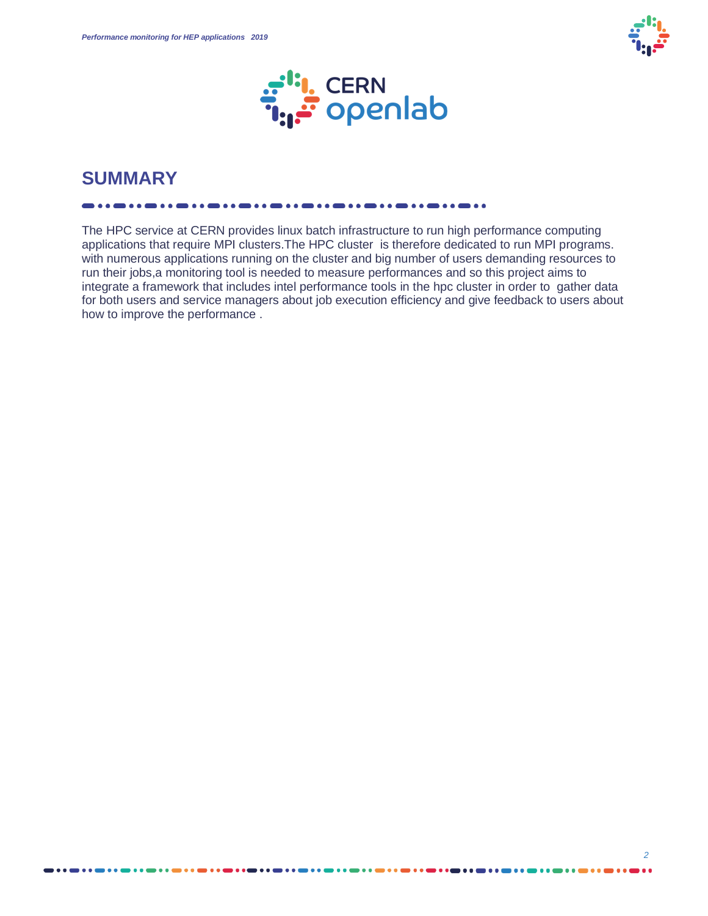## SUMMARY

The HPC service at CERN provides linux batch infrastructure to run high performance computing applications that require MPI clusters.The HPC cluster is therefore dedicated to run MPI programs. with numerous applications running on the cluster and big number of users demanding resources to run their jobs,a monitoring tool is needed to measure performances and so this project aims to integrate a framework that includes intel performance tools in the hpc cluster in order to gather data for both users and service managers about job execution efficiency and give feedback to users about how to improve the performance .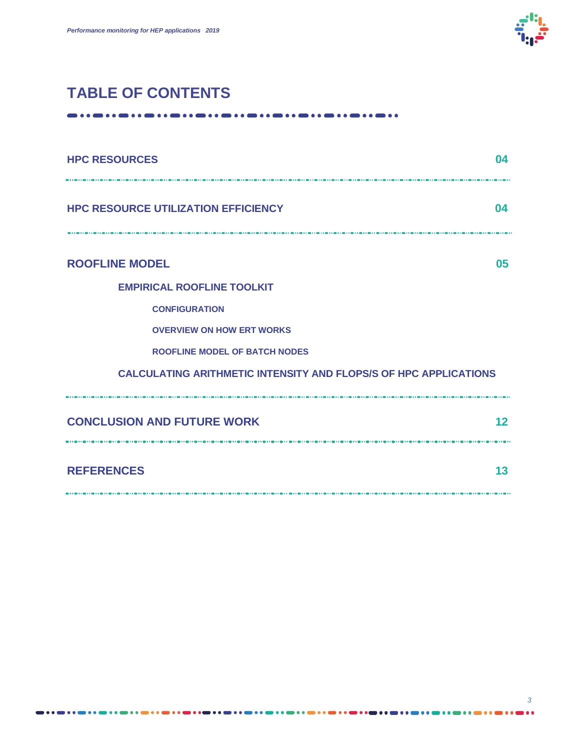# TABLE OF CONTENTS

| | |
|---|---|
| **HPC RESOURCES** | 04 |
| **HPC RESOURCE UTILIZATION EFFICIENCY** | 04 |
| **ROOFLINE MODEL** | 05 |
| &nbsp;&nbsp;&nbsp;&nbsp;**EMPIRICAL ROOFLINE TOOLKIT** | |
| &nbsp;&nbsp;&nbsp;&nbsp;&nbsp;&nbsp;&nbsp;&nbsp;**CONFIGURATION** | |
| &nbsp;&nbsp;&nbsp;&nbsp;&nbsp;&nbsp;&nbsp;&nbsp;**OVERVIEW ON HOW ERT WORKS** | |
| &nbsp;&nbsp;&nbsp;&nbsp;&nbsp;&nbsp;&nbsp;&nbsp;**ROOFLINE MODEL OF BATCH NODES** | |
| &nbsp;&nbsp;&nbsp;&nbsp;**CALCULATING ARITHMETIC INTENSITY AND FLOPS/S OF HPC APPLICATIONS** | |
| **CONCLUSION AND FUTURE WORK** | 12 |
| **REFERENCES** | 13 |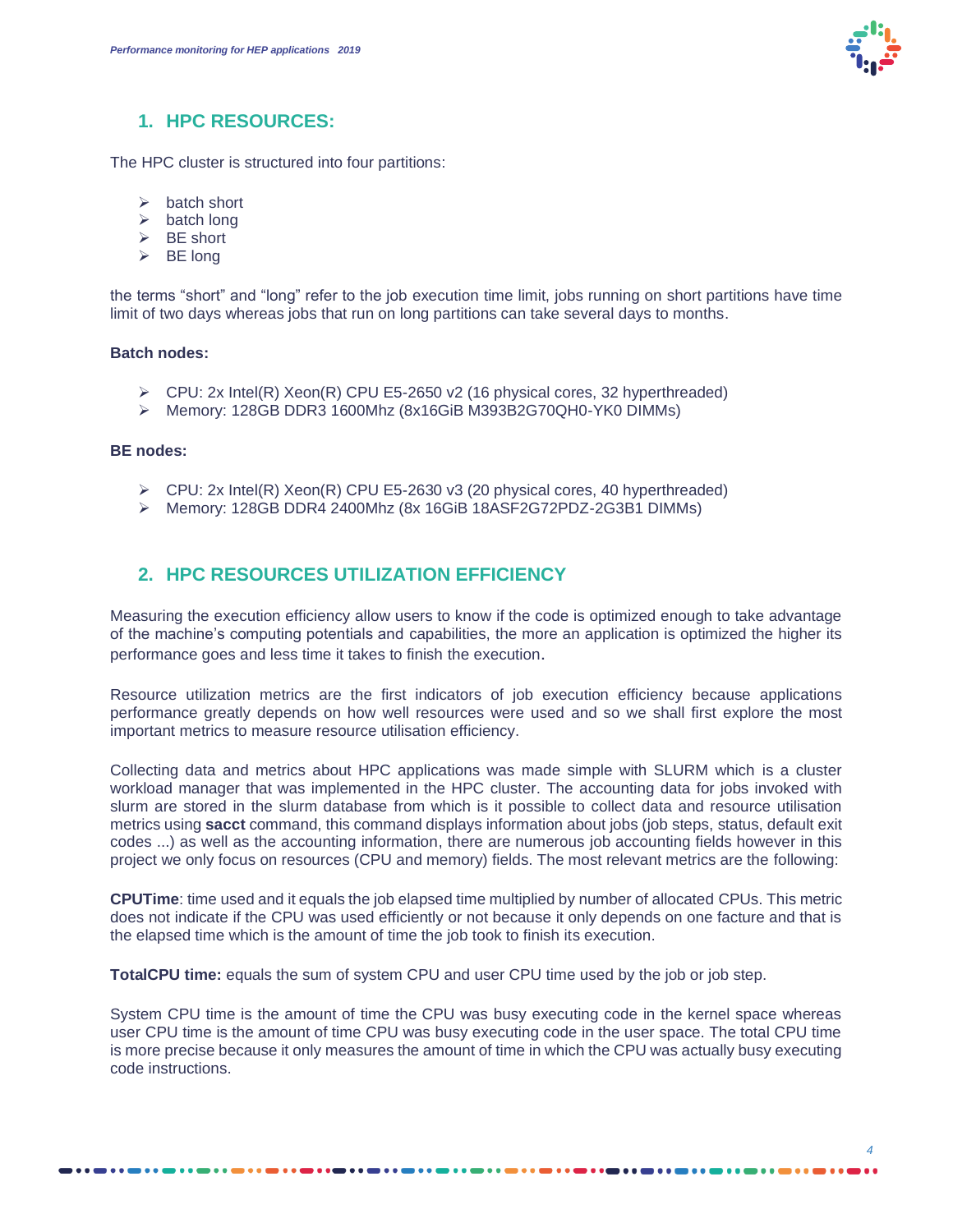## 1. HPC RESOURCES:

The HPC cluster is structured into four partitions:

- batch short
- batch long
- BE short
- BE long

the terms "short" and "long" refer to the job execution time limit, jobs running on short partitions have time limit of two days whereas jobs that run on long partitions can take several days to months.

**Batch nodes:**

- CPU: 2x Intel(R) Xeon(R) CPU E5-2650 v2 (16 physical cores, 32 hyperthreaded)
- Memory: 128GB DDR3 1600Mhz (8x16GiB M393B2G70QH0-YK0 DIMMs)

**BE nodes:**

- CPU: 2x Intel(R) Xeon(R) CPU E5-2630 v3 (20 physical cores, 40 hyperthreaded)
- Memory: 128GB DDR4 2400Mhz (8x 16GiB 18ASF2G72PDZ-2G3B1 DIMMs)

## 2. HPC RESOURCES UTILIZATION EFFICIENCY

Measuring the execution efficiency allow users to know if the code is optimized enough to take advantage of the machine's computing potentials and capabilities, the more an application is optimized the higher its performance goes and less time it takes to finish the execution.

Resource utilization metrics are the first indicators of job execution efficiency because applications performance greatly depends on how well resources were used and so we shall first explore the most important metrics to measure resource utilisation efficiency.

Collecting data and metrics about HPC applications was made simple with SLURM which is a cluster workload manager that was implemented in the HPC cluster. The accounting data for jobs invoked with slurm are stored in the slurm database from which is it possible to collect data and resource utilisation metrics using **sacct** command, this command displays information about jobs (job steps, status, default exit codes ...) as well as the accounting information, there are numerous job accounting fields however in this project we only focus on resources (CPU and memory) fields. The most relevant metrics are the following:

**CPUTime**: time used and it equals the job elapsed time multiplied by number of allocated CPUs. This metric does not indicate if the CPU was used efficiently or not because it only depends on one facture and that is the elapsed time which is the amount of time the job took to finish its execution.

**TotalCPU time:** equals the sum of system CPU and user CPU time used by the job or job step.

System CPU time is the amount of time the CPU was busy executing code in the kernel space whereas user CPU time is the amount of time CPU was busy executing code in the user space. The total CPU time is more precise because it only measures the amount of time in which the CPU was actually busy executing code instructions.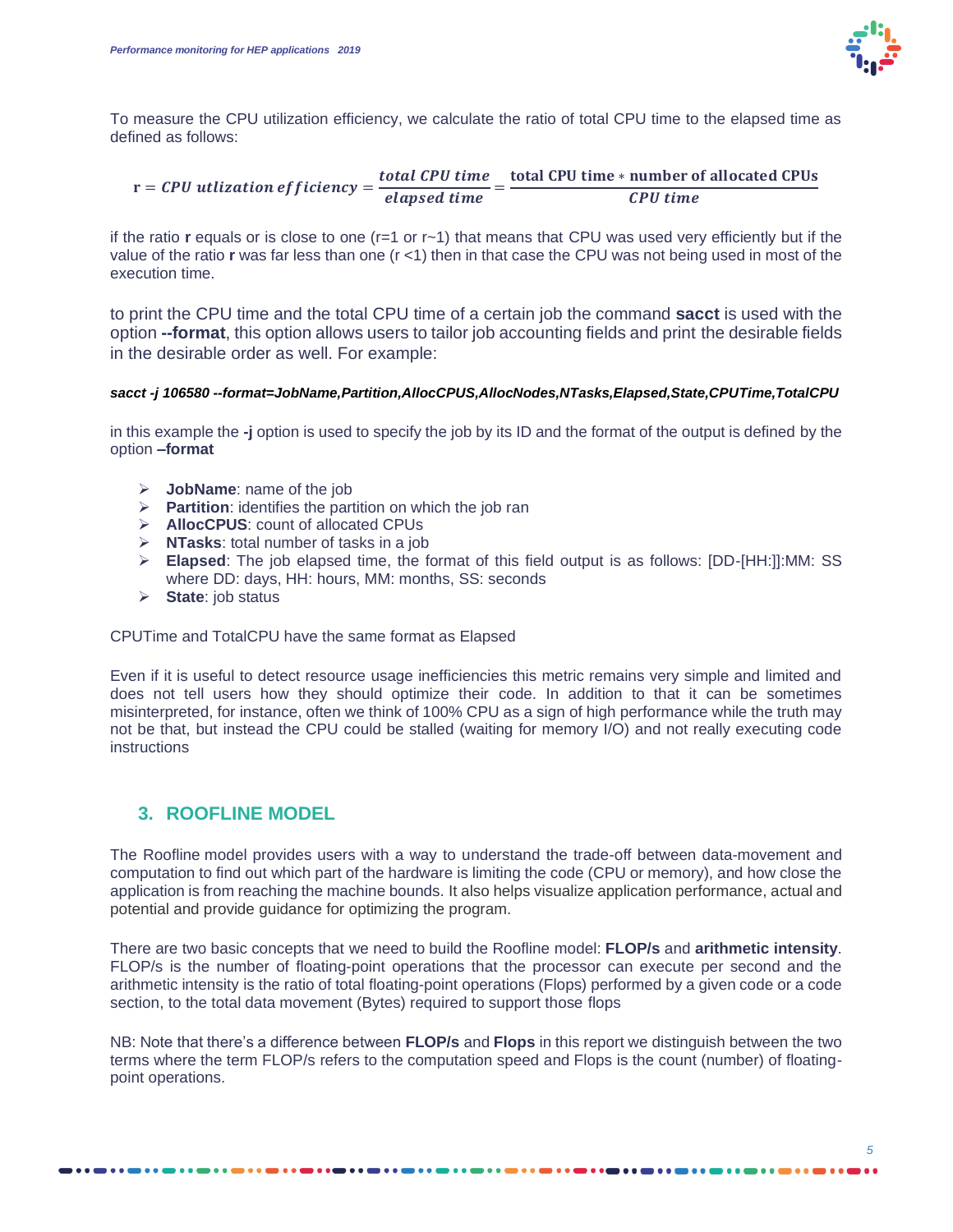To measure the CPU utilization efficiency, we calculate the ratio of total CPU time to the elapsed time as defined as follows:

$$\mathbf{r} = CPU\ utlization\ efficiency = \frac{total\ CPU\ time}{elapsed\ time} = \frac{\textbf{total CPU time} * \textbf{number of allocated CPUs}}{CPU\ time}$$

if the ratio **r** equals or is close to one (r=1 or r~1) that means that CPU was used very efficiently but if the value of the ratio **r** was far less than one (r <1) then in that case the CPU was not being used in most of the execution time.

to print the CPU time and the total CPU time of a certain job the command **sacct** is used with the option **--format**, this option allows users to tailor job accounting fields and print the desirable fields in the desirable order as well. For example:

***sacct -j 106580 --format=JobName,Partition,AllocCPUS,AllocNodes,NTasks,Elapsed,State,CPUTime,TotalCPU***

in this example the **-j** option is used to specify the job by its ID and the format of the output is defined by the option **–format**

- **JobName**: name of the job
- **Partition**: identifies the partition on which the job ran
- **AllocCPUS**: count of allocated CPUs
- **NTasks**: total number of tasks in a job
- **Elapsed**: The job elapsed time, the format of this field output is as follows: [DD-[HH:]]:MM: SS where DD: days, HH: hours, MM: months, SS: seconds
- **State**: job status

CPUTime and TotalCPU have the same format as Elapsed

Even if it is useful to detect resource usage inefficiencies this metric remains very simple and limited and does not tell users how they should optimize their code. In addition to that it can be sometimes misinterpreted, for instance, often we think of 100% CPU as a sign of high performance while the truth may not be that, but instead the CPU could be stalled (waiting for memory I/O) and not really executing code instructions

## 3. ROOFLINE MODEL

The Roofline model provides users with a way to understand the trade-off between data-movement and computation to find out which part of the hardware is limiting the code (CPU or memory), and how close the application is from reaching the machine bounds. It also helps visualize application performance, actual and potential and provide guidance for optimizing the program.

There are two basic concepts that we need to build the Roofline model: **FLOP/s** and **arithmetic intensity**. FLOP/s is the number of floating-point operations that the processor can execute per second and the arithmetic intensity is the ratio of total floating-point operations (Flops) performed by a given code or a code section, to the total data movement (Bytes) required to support those flops

NB: Note that there's a difference between **FLOP/s** and **Flops** in this report we distinguish between the two terms where the term FLOP/s refers to the computation speed and Flops is the count (number) of floating-point operations.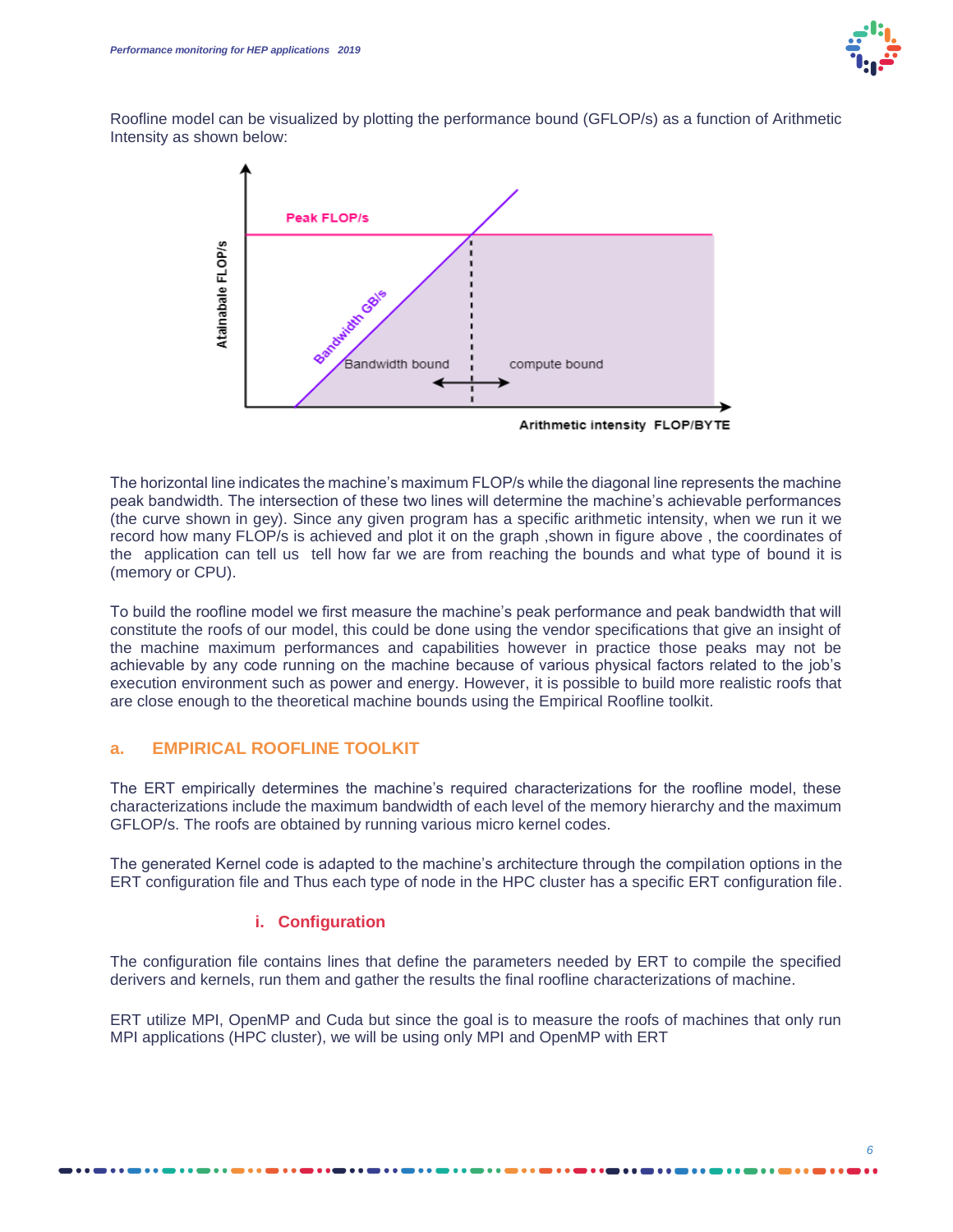Roofline model can be visualized by plotting the performance bound (GFLOP/s) as a function of Arithmetic Intensity as shown below:

The horizontal line indicates the machine's maximum FLOP/s while the diagonal line represents the machine peak bandwidth. The intersection of these two lines will determine the machine's achievable performances (the curve shown in gey). Since any given program has a specific arithmetic intensity, when we run it we record how many FLOP/s is achieved and plot it on the graph ,shown in figure above , the coordinates of the application can tell us tell how far we are from reaching the bounds and what type of bound it is (memory or CPU).

To build the roofline model we first measure the machine's peak performance and peak bandwidth that will constitute the roofs of our model, this could be done using the vendor specifications that give an insight of the machine maximum performances and capabilities however in practice those peaks may not be achievable by any code running on the machine because of various physical factors related to the job's execution environment such as power and energy. However, it is possible to build more realistic roofs that are close enough to the theoretical machine bounds using the Empirical Roofline toolkit.

## a. EMPIRICAL ROOFLINE TOOLKIT

The ERT empirically determines the machine's required characterizations for the roofline model, these characterizations include the maximum bandwidth of each level of the memory hierarchy and the maximum GFLOP/s. The roofs are obtained by running various micro kernel codes.

The generated Kernel code is adapted to the machine's architecture through the compilation options in the ERT configuration file and Thus each type of node in the HPC cluster has a specific ERT configuration file.

### i. Configuration

The configuration file contains lines that define the parameters needed by ERT to compile the specified derivers and kernels, run them and gather the results the final roofline characterizations of machine.

ERT utilize MPI, OpenMP and Cuda but since the goal is to measure the roofs of machines that only run MPI applications (HPC cluster), we will be using only MPI and OpenMP with ERT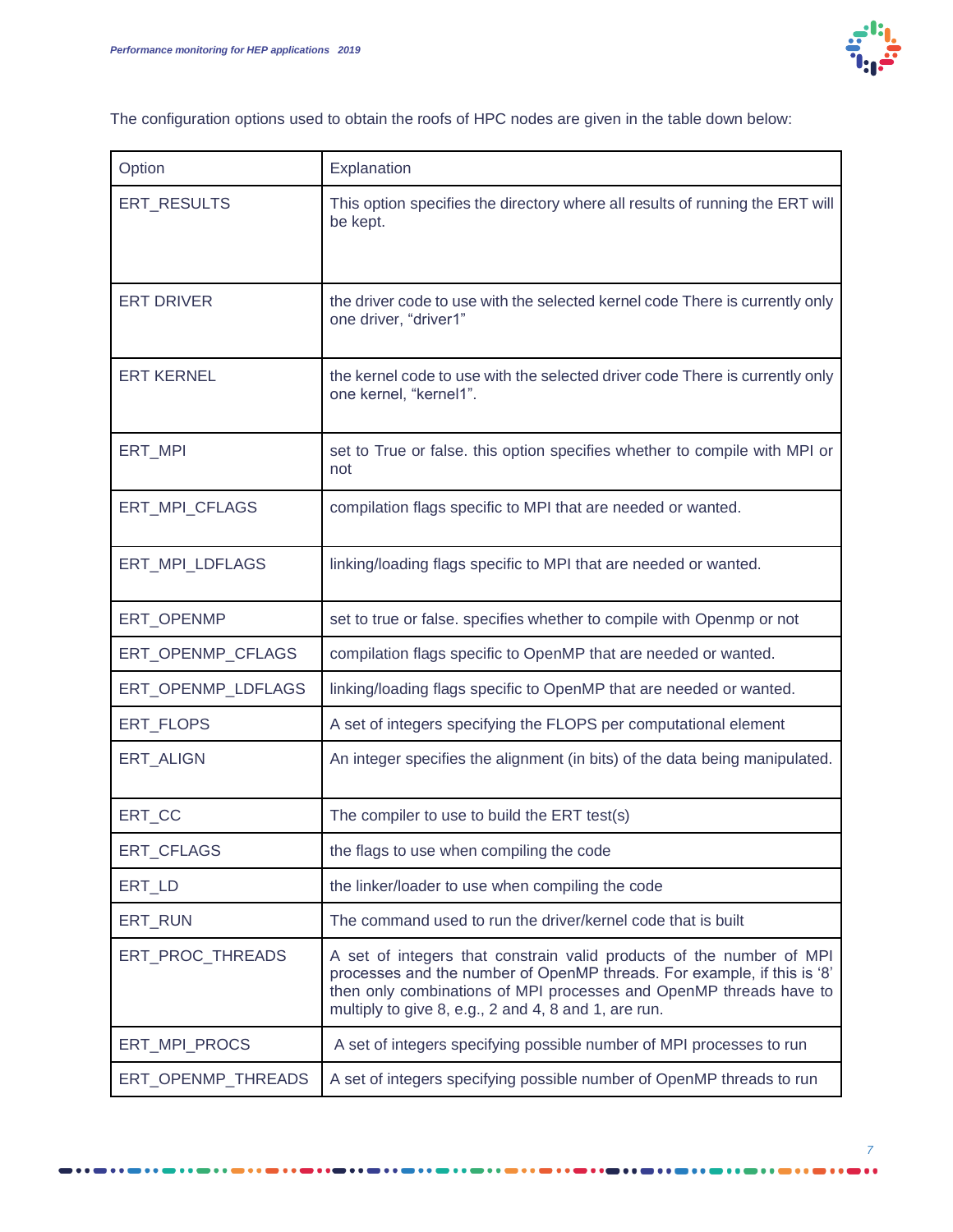The configuration options used to obtain the roofs of HPC nodes are given in the table down below:

| Option | Explanation |
| --- | --- |
| ERT_RESULTS | This option specifies the directory where all results of running the ERT will be kept. |
| ERT DRIVER | the driver code to use with the selected kernel code There is currently only one driver, “driver1” |
| ERT KERNEL | the kernel code to use with the selected driver code There is currently only one kernel, “kernel1”. |
| ERT_MPI | set to True or false. this option specifies whether to compile with MPI or not |
| ERT_MPI_CFLAGS | compilation flags specific to MPI that are needed or wanted. |
| ERT_MPI_LDFLAGS | linking/loading flags specific to MPI that are needed or wanted. |
| ERT_OPENMP | set to true or false. specifies whether to compile with Openmp or not |
| ERT_OPENMP_CFLAGS | compilation flags specific to OpenMP that are needed or wanted. |
| ERT_OPENMP_LDFLAGS | linking/loading flags specific to OpenMP that are needed or wanted. |
| ERT_FLOPS | A set of integers specifying the FLOPS per computational element |
| ERT_ALIGN | An integer specifies the alignment (in bits) of the data being manipulated. |
| ERT_CC | The compiler to use to build the ERT test(s) |
| ERT_CFLAGS | the flags to use when compiling the code |
| ERT_LD | the linker/loader to use when compiling the code |
| ERT_RUN | The command used to run the driver/kernel code that is built |
| ERT_PROC_THREADS | A set of integers that constrain valid products of the number of MPI processes and the number of OpenMP threads. For example, if this is ‘8’ then only combinations of MPI processes and OpenMP threads have to multiply to give 8, e.g., 2 and 4, 8 and 1, are run. |
| ERT_MPI_PROCS | A set of integers specifying possible number of MPI processes to run |
| ERT_OPENMP_THREADS | A set of integers specifying possible number of OpenMP threads to run |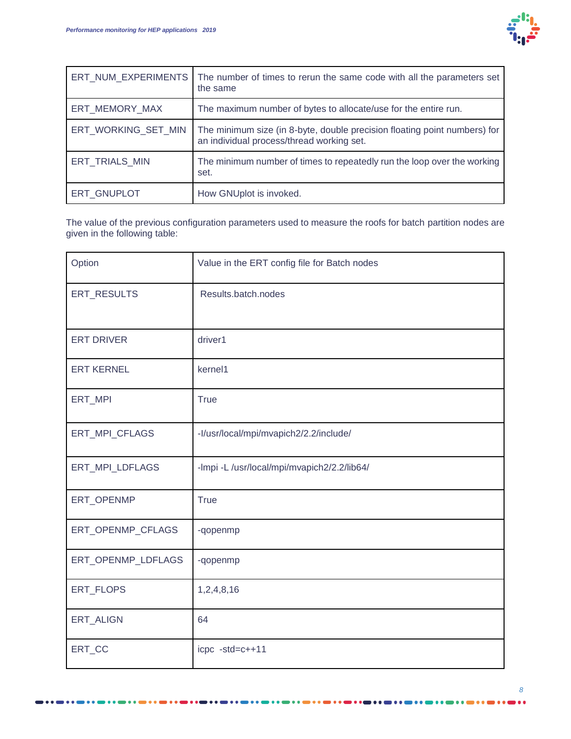| | |
|---|---|
| ERT_NUM_EXPERIMENTS | The number of times to rerun the same code with all the parameters set the same |
| ERT_MEMORY_MAX | The maximum number of bytes to allocate/use for the entire run. |
| ERT_WORKING_SET_MIN | The minimum size (in 8-byte, double precision floating point numbers) for an individual process/thread working set. |
| ERT_TRIALS_MIN | The minimum number of times to repeatedly run the loop over the working set. |
| ERT_GNUPLOT | How GNUplot is invoked. |

The value of the previous configuration parameters used to measure the roofs for batch partition nodes are given in the following table:

| Option | Value in the ERT config file for Batch nodes |
|---|---|
| ERT_RESULTS | Results.batch.nodes |
| ERT DRIVER | driver1 |
| ERT KERNEL | kernel1 |
| ERT_MPI | True |
| ERT_MPI_CFLAGS | -I/usr/local/mpi/mvapich2/2.2/include/ |
| ERT_MPI_LDFLAGS | -lmpi -L /usr/local/mpi/mvapich2/2.2/lib64/ |
| ERT_OPENMP | True |
| ERT_OPENMP_CFLAGS | -qopenmp |
| ERT_OPENMP_LDFLAGS | -qopenmp |
| ERT_FLOPS | 1,2,4,8,16 |
| ERT_ALIGN | 64 |
| ERT_CC | icpc -std=c++11 |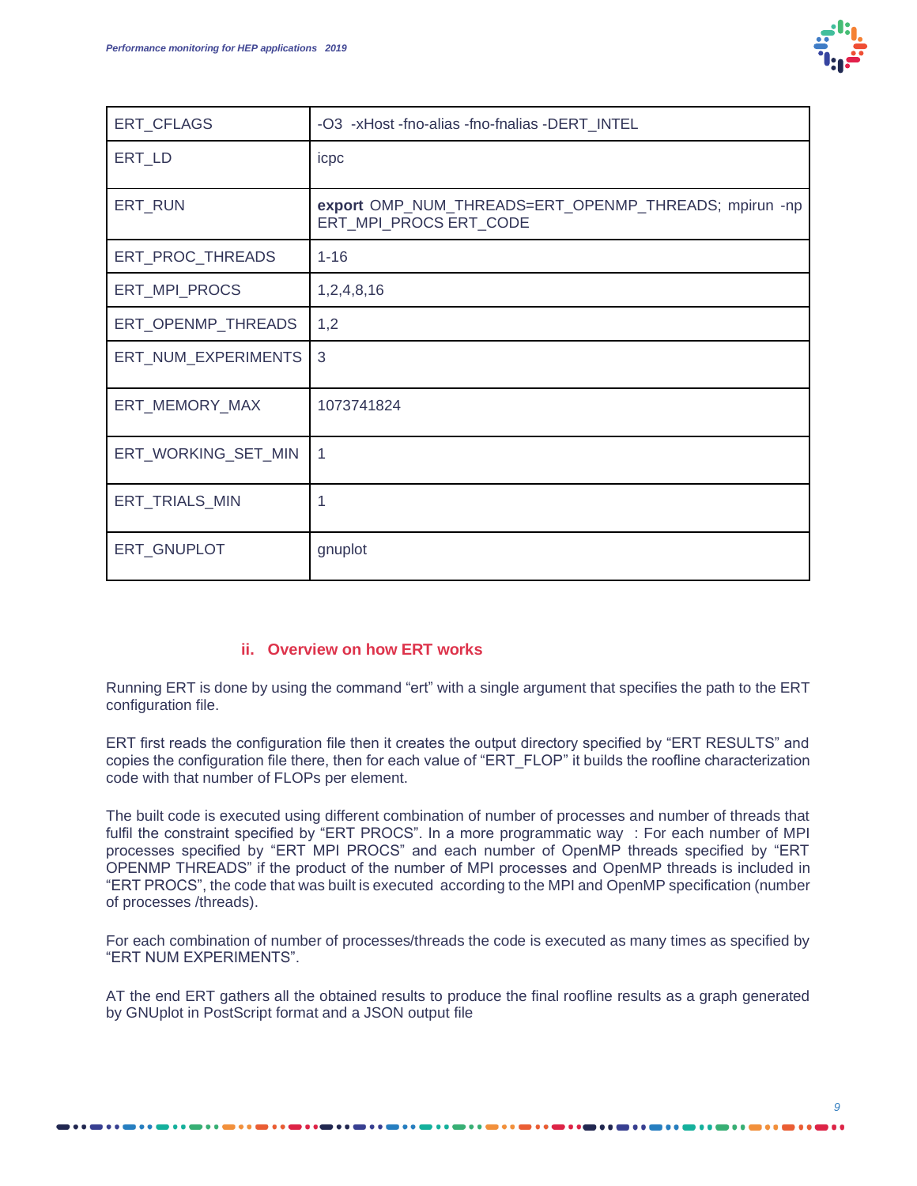| ERT_CFLAGS | -O3 -xHost -fno-alias -fno-fnalias -DERT_INTEL |
|---|---|
| ERT_LD | icpc |
| ERT_RUN | **export** OMP_NUM_THREADS=ERT_OPENMP_THREADS; mpirun -np ERT_MPI_PROCS ERT_CODE |
| ERT_PROC_THREADS | 1-16 |
| ERT_MPI_PROCS | 1,2,4,8,16 |
| ERT_OPENMP_THREADS | 1,2 |
| ERT_NUM_EXPERIMENTS | 3 |
| ERT_MEMORY_MAX | 1073741824 |
| ERT_WORKING_SET_MIN | 1 |
| ERT_TRIALS_MIN | 1 |
| ERT_GNUPLOT | gnuplot |

### ii. Overview on how ERT works

Running ERT is done by using the command “ert” with a single argument that specifies the path to the ERT configuration file.

ERT first reads the configuration file then it creates the output directory specified by “ERT RESULTS” and copies the configuration file there, then for each value of “ERT_FLOP” it builds the roofline characterization code with that number of FLOPs per element.

The built code is executed using different combination of number of processes and number of threads that fulfil the constraint specified by “ERT PROCS”. In a more programmatic way : For each number of MPI processes specified by “ERT MPI PROCS” and each number of OpenMP threads specified by “ERT OPENMP THREADS” if the product of the number of MPI processes and OpenMP threads is included in “ERT PROCS”, the code that was built is executed according to the MPI and OpenMP specification (number of processes /threads).

For each combination of number of processes/threads the code is executed as many times as specified by “ERT NUM EXPERIMENTS”.

AT the end ERT gathers all the obtained results to produce the final roofline results as a graph generated by GNUplot in PostScript format and a JSON output file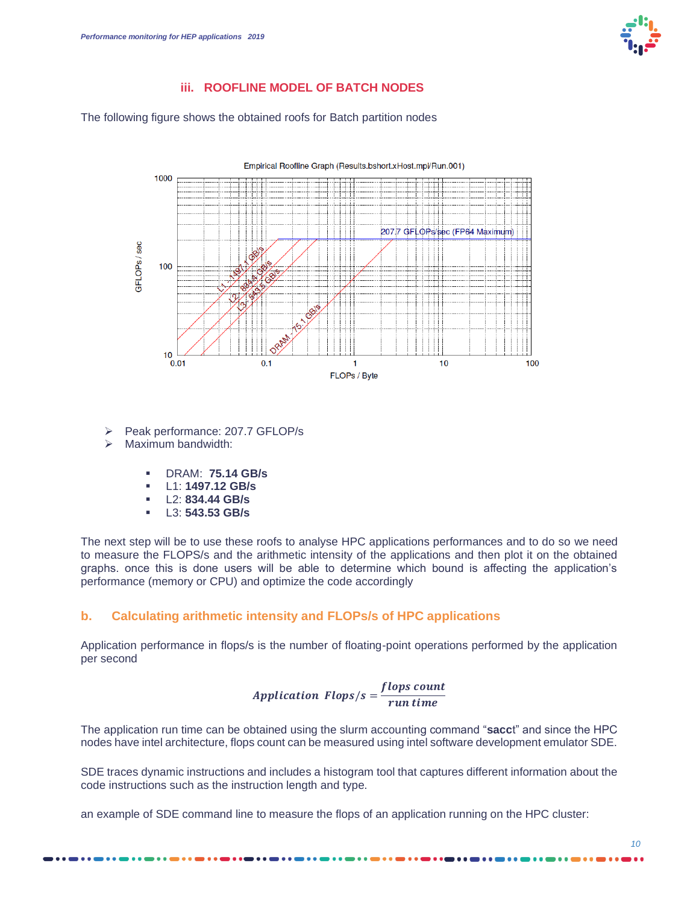### iii. ROOFLINE MODEL OF BATCH NODES

The following figure shows the obtained roofs for Batch partition nodes

- Peak performance: 207.7 GFLOP/s
- Maximum bandwidth:
  - DRAM: **75.14 GB/s**
  - L1: **1497.12 GB/s**
  - L2: **834.44 GB/s**
  - L3: **543.53 GB/s**

The next step will be to use these roofs to analyse HPC applications performances and to do so we need to measure the FLOPS/s and the arithmetic intensity of the applications and then plot it on the obtained graphs. once this is done users will be able to determine which bound is affecting the application's performance (memory or CPU) and optimize the code accordingly

## b. Calculating arithmetic intensity and FLOPs/s of HPC applications

Application performance in flops/s is the number of floating-point operations performed by the application per second

$$Application\ \ Flops/s = \frac{flops\ count}{run\ time}$$

The application run time can be obtained using the slurm accounting command "**sacc**t" and since the HPC nodes have intel architecture, flops count can be measured using intel software development emulator SDE.

SDE traces dynamic instructions and includes a histogram tool that captures different information about the code instructions such as the instruction length and type.

an example of SDE command line to measure the flops of an application running on the HPC cluster: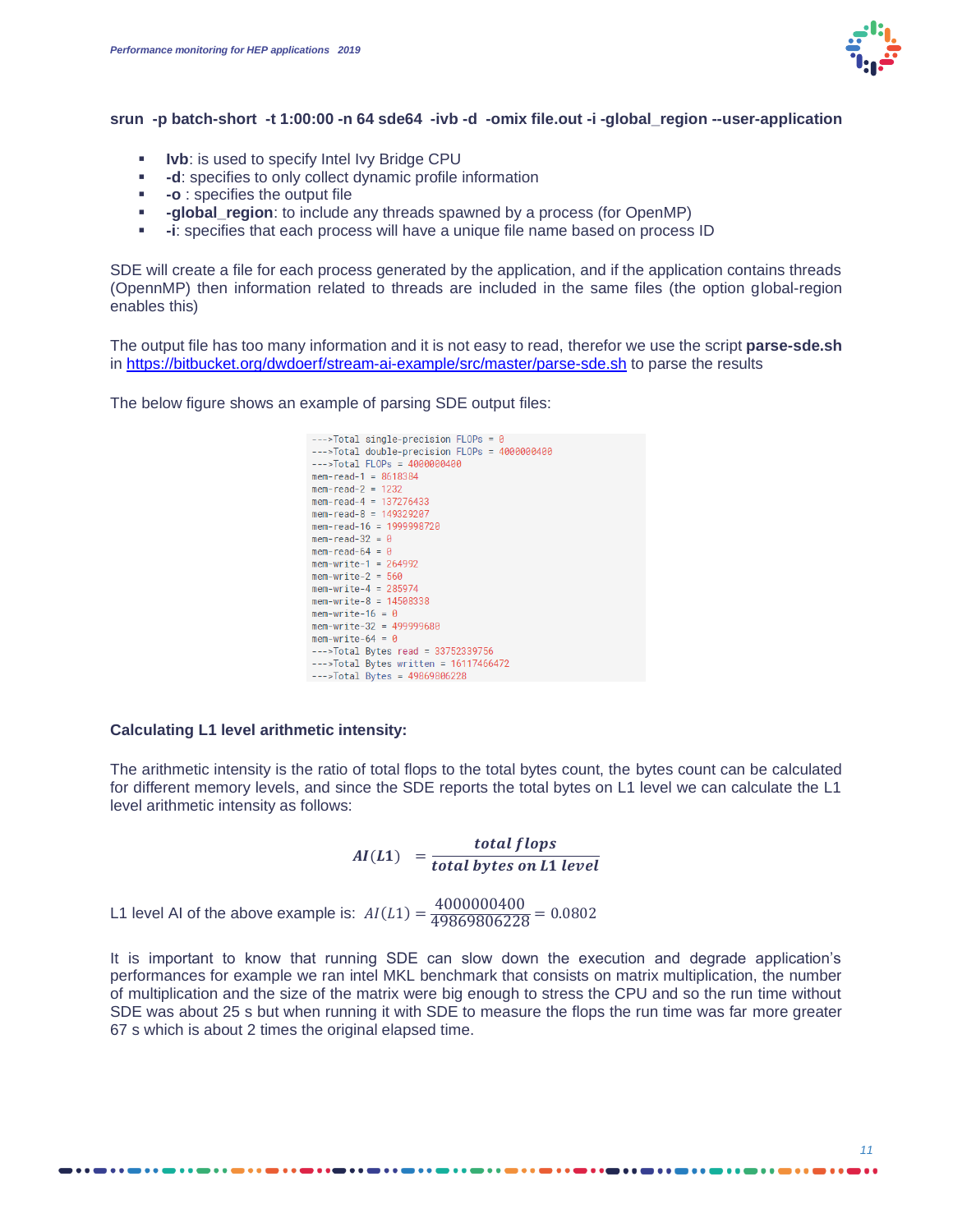**srun -p batch-short -t 1:00:00 -n 64 sde64 -ivb -d -omix file.out -i -global_region --user-application**

- **Ivb**: is used to specify Intel Ivy Bridge CPU
- **-d**: specifies to only collect dynamic profile information
- **-o** : specifies the output file
- **-global_region**: to include any threads spawned by a process (for OpenMP)
- **-i**: specifies that each process will have a unique file name based on process ID

SDE will create a file for each process generated by the application, and if the application contains threads (OpennMP) then information related to threads are included in the same files (the option global-region enables this)

The output file has too many information and it is not easy to read, therefor we use the script **parse-sde.sh** in https://bitbucket.org/dwdoerf/stream-ai-example/src/master/parse-sde.sh to parse the results

The below figure shows an example of parsing SDE output files:

```
--->Total single-precision FLOPs = 0
--->Total double-precision FLOPs = 4000000400
--->Total FLOPs = 4000000400
mem-read-1 = 8618384
mem-read-2 = 1232
mem-read-4 = 137276433
mem-read-8 = 149329207
mem-read-16 = 1999998720
mem-read-32 = 0
mem-read-64 = 0
mem-write-1 = 264992
mem-write-2 = 560
mem-write-4 = 285974
mem-write-8 = 14508338
mem-write-16 = 0
mem-write-32 = 499999680
mem-write-64 = 0
--->Total Bytes read = 33752339756
--->Total Bytes written = 16117466472
--->Total Bytes = 49869806228
```

**Calculating L1 level arithmetic intensity:**

The arithmetic intensity is the ratio of total flops to the total bytes count, the bytes count can be calculated for different memory levels, and since the SDE reports the total bytes on L1 level we can calculate the L1 level arithmetic intensity as follows:

$$\boldsymbol{AI(L1)} = \frac{\boldsymbol{total\ flops}}{\boldsymbol{total\ bytes\ on\ L1\ level}}$$

L1 level AI of the above example is: $AI(L1) = \frac{4000000400}{49869806228} = 0.0802$

It is important to know that running SDE can slow down the execution and degrade application's performances for example we ran intel MKL benchmark that consists on matrix multiplication, the number of multiplication and the size of the matrix were big enough to stress the CPU and so the run time without SDE was about 25 s but when running it with SDE to measure the flops the run time was far more greater 67 s which is about 2 times the original elapsed time.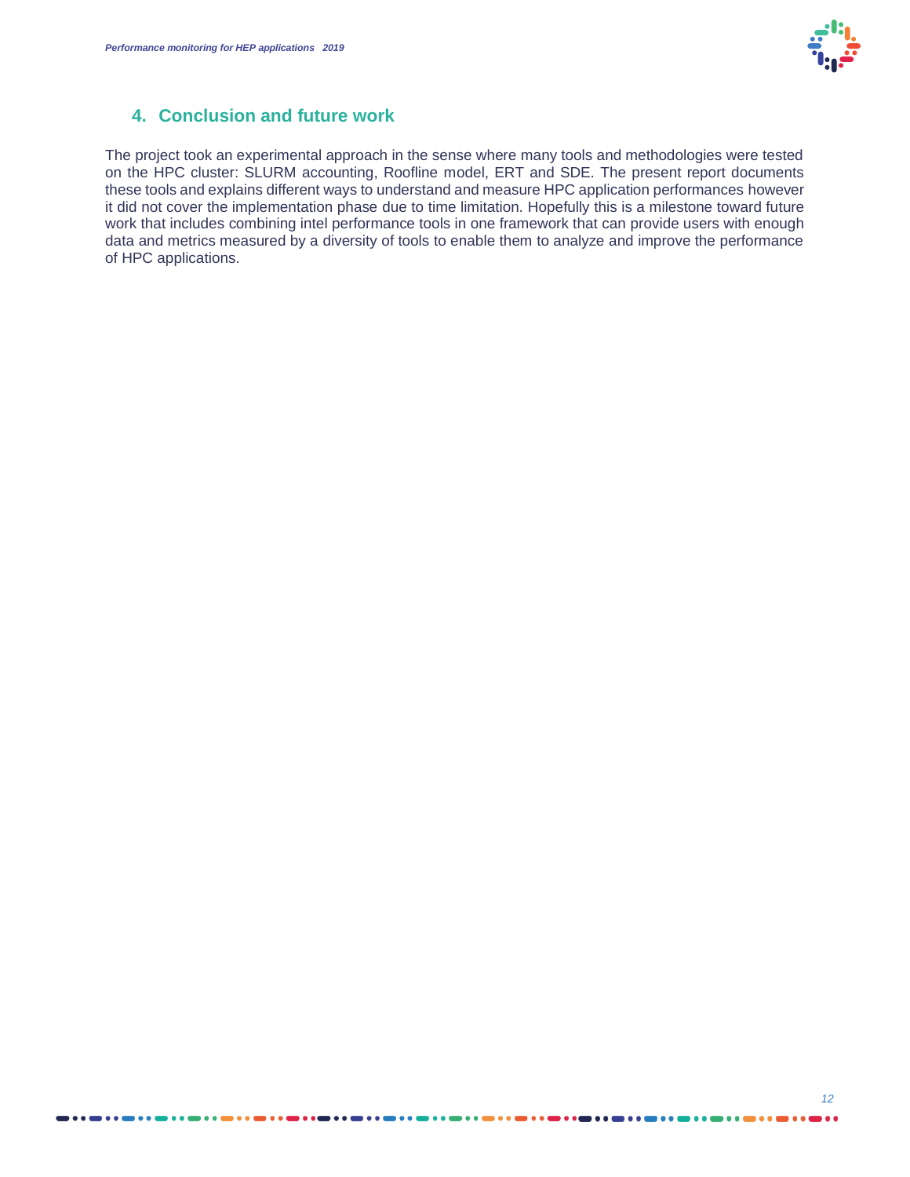## 4. Conclusion and future work

The project took an experimental approach in the sense where many tools and methodologies were tested on the HPC cluster: SLURM accounting, Roofline model, ERT and SDE. The present report documents these tools and explains different ways to understand and measure HPC application performances however it did not cover the implementation phase due to time limitation. Hopefully this is a milestone toward future work that includes combining intel performance tools in one framework that can provide users with enough data and metrics measured by a diversity of tools to enable them to analyze and improve the performance of HPC applications.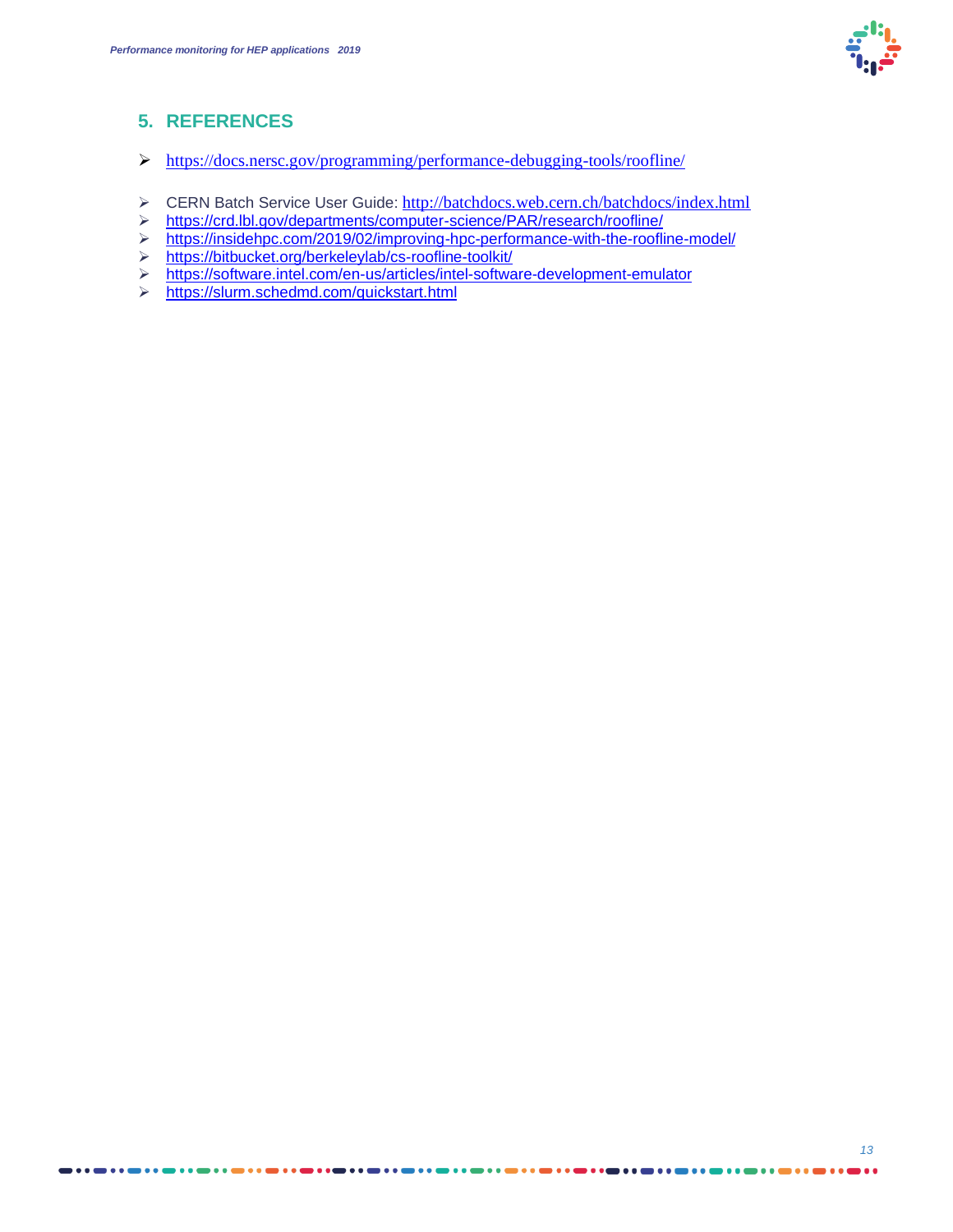## 5. REFERENCES

- https://docs.nersc.gov/programming/performance-debugging-tools/roofline/
- CERN Batch Service User Guide: http://batchdocs.web.cern.ch/batchdocs/index.html
- https://crd.lbl.gov/departments/computer-science/PAR/research/roofline/
- https://insidehpc.com/2019/02/improving-hpc-performance-with-the-roofline-model/
- https://bitbucket.org/berkeleylab/cs-roofline-toolkit/
- https://software.intel.com/en-us/articles/intel-software-development-emulator
- https://slurm.schedmd.com/quickstart.html